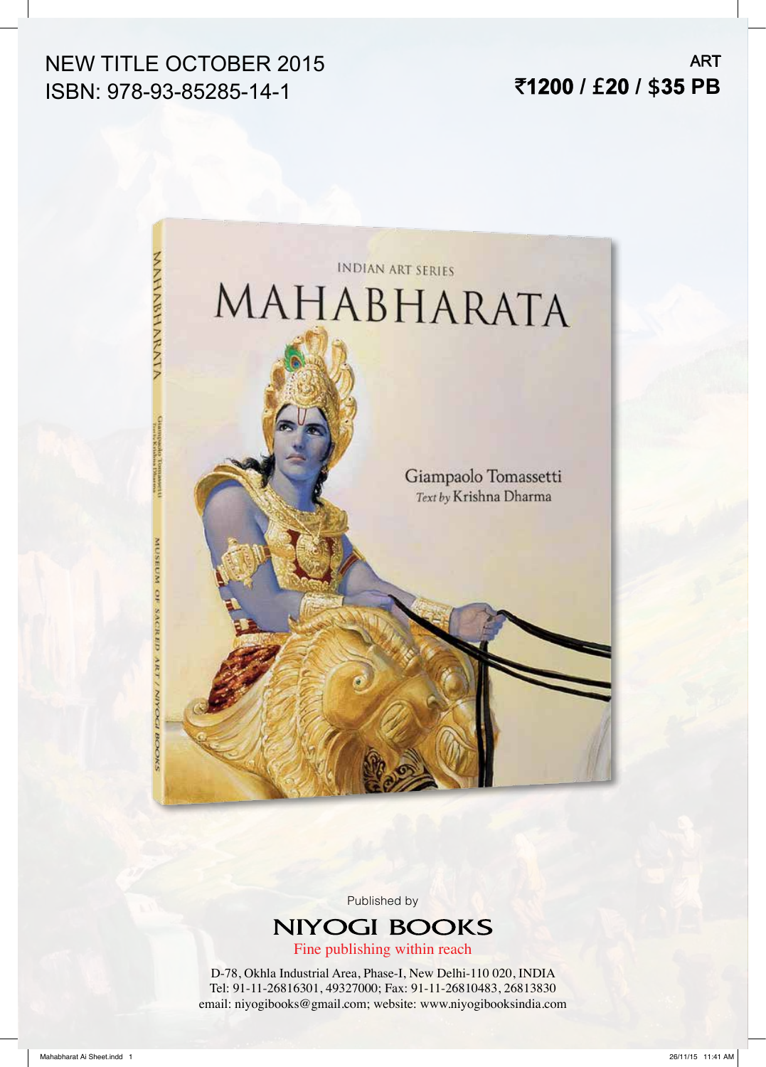NEW TITLE OCTOBER 2015
ISBN: 978-93-85285-14-1

ART
**₹1200 / £20 / $35 PB**

INDIAN ART SERIES

# MAHABHARATA

Giampaolo Tomassetti
*Text by* Krishna Dharma

Published by

## NIYOGI BOOKS

Fine publishing within reach

D-78, Okhla Industrial Area, Phase-I, New Delhi-110 020, INDIA
Tel: 91-11-26816301, 49327000; Fax: 91-11-26810483, 26813830
email: niyogibooks@gmail.com; website: www.niyogibooksindia.com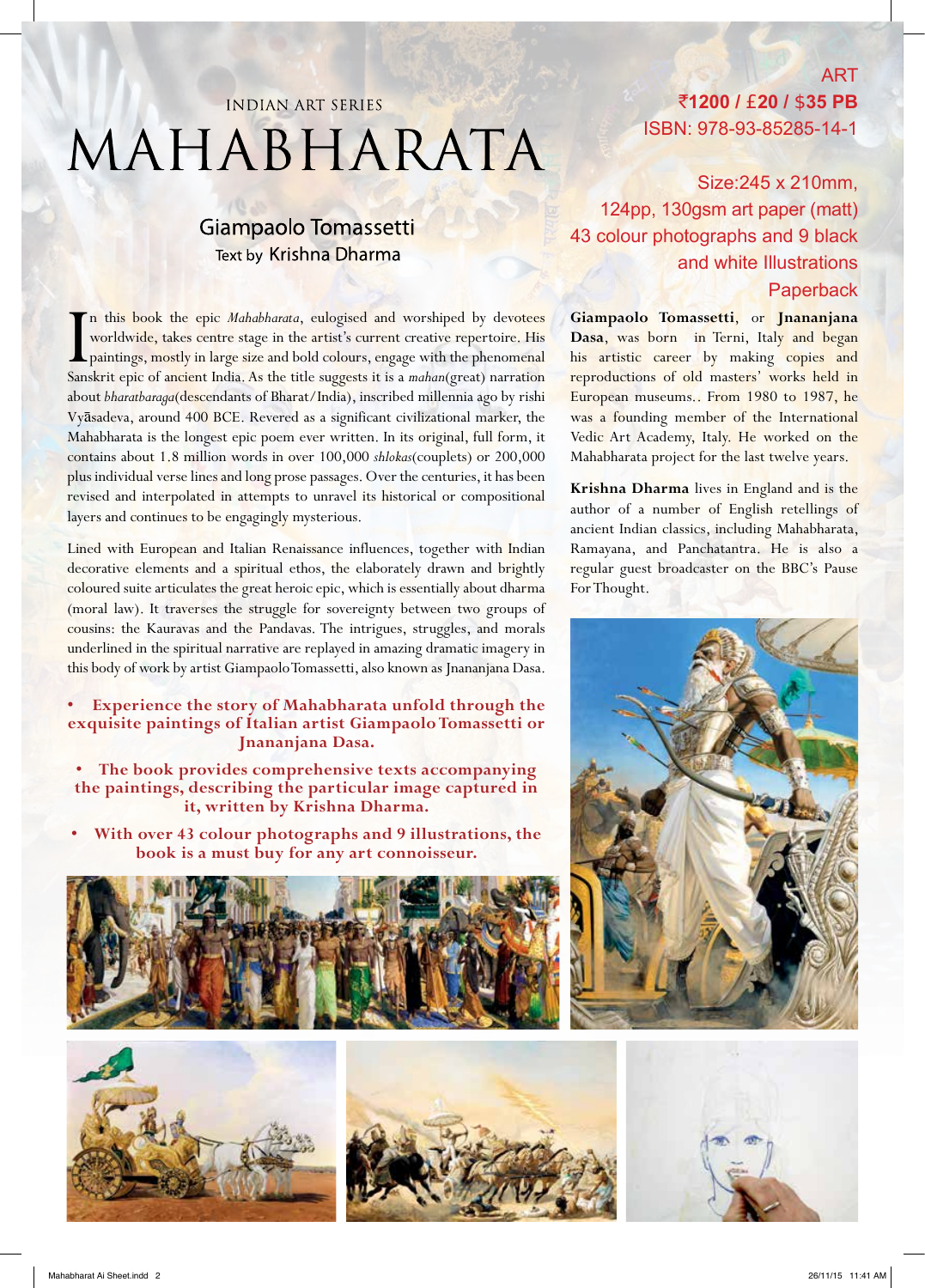INDIAN ART SERIES

# MAHABHARATA

## Giampaolo Tomassetti

Text by Krishna Dharma

ART

₹1200 / £20 / $35 PB

ISBN: 978-93-85285-14-1

Size:245 x 210mm,
124pp, 130gsm art paper (matt)
43 colour photographs and 9 black and white Illustrations
Paperback

In this book the epic *Mahabharata*, eulogised and worshiped by devotees worldwide, takes centre stage in the artist's current creative repertoire. His paintings, mostly in large size and bold colours, engage with the phenomenal Sanskrit epic of ancient India. As the title suggests it is a *mahan*(great) narration about *bharatbaraga*(descendants of Bharat/India), inscribed millennia ago by rishi Vyāsadeva, around 400 BCE. Revered as a significant civilizational marker, the Mahabharata is the longest epic poem ever written. In its original, full form, it contains about 1.8 million words in over 100,000 *shlokas*(couplets) or 200,000 plus individual verse lines and long prose passages. Over the centuries, it has been revised and interpolated in attempts to unravel its historical or compositional layers and continues to be engagingly mysterious.

Lined with European and Italian Renaissance influences, together with Indian decorative elements and a spiritual ethos, the elaborately drawn and brightly coloured suite articulates the great heroic epic, which is essentially about dharma (moral law). It traverses the struggle for sovereignty between two groups of cousins: the Kauravas and the Pandavas. The intrigues, struggles, and morals underlined in the spiritual narrative are replayed in amazing dramatic imagery in this body of work by artist Giampaolo Tomassetti, also known as Jnananjana Dasa.

- **Experience the story of Mahabharata unfold through the exquisite paintings of Italian artist Giampaolo Tomassetti or Jnananjana Dasa.**
- **The book provides comprehensive texts accompanying the paintings, describing the particular image captured in it, written by Krishna Dharma.**
- **With over 43 colour photographs and 9 illustrations, the book is a must buy for any art connoisseur.**

**Giampaolo Tomassetti**, or **Jnananjana Dasa**, was born in Terni, Italy and began his artistic career by making copies and reproductions of old masters' works held in European museums.. From 1980 to 1987, he was a founding member of the International Vedic Art Academy, Italy. He worked on the Mahabharata project for the last twelve years.

**Krishna Dharma** lives in England and is the author of a number of English retellings of ancient Indian classics, including Mahabharata, Ramayana, and Panchatantra. He is also a regular guest broadcaster on the BBC's Pause For Thought.